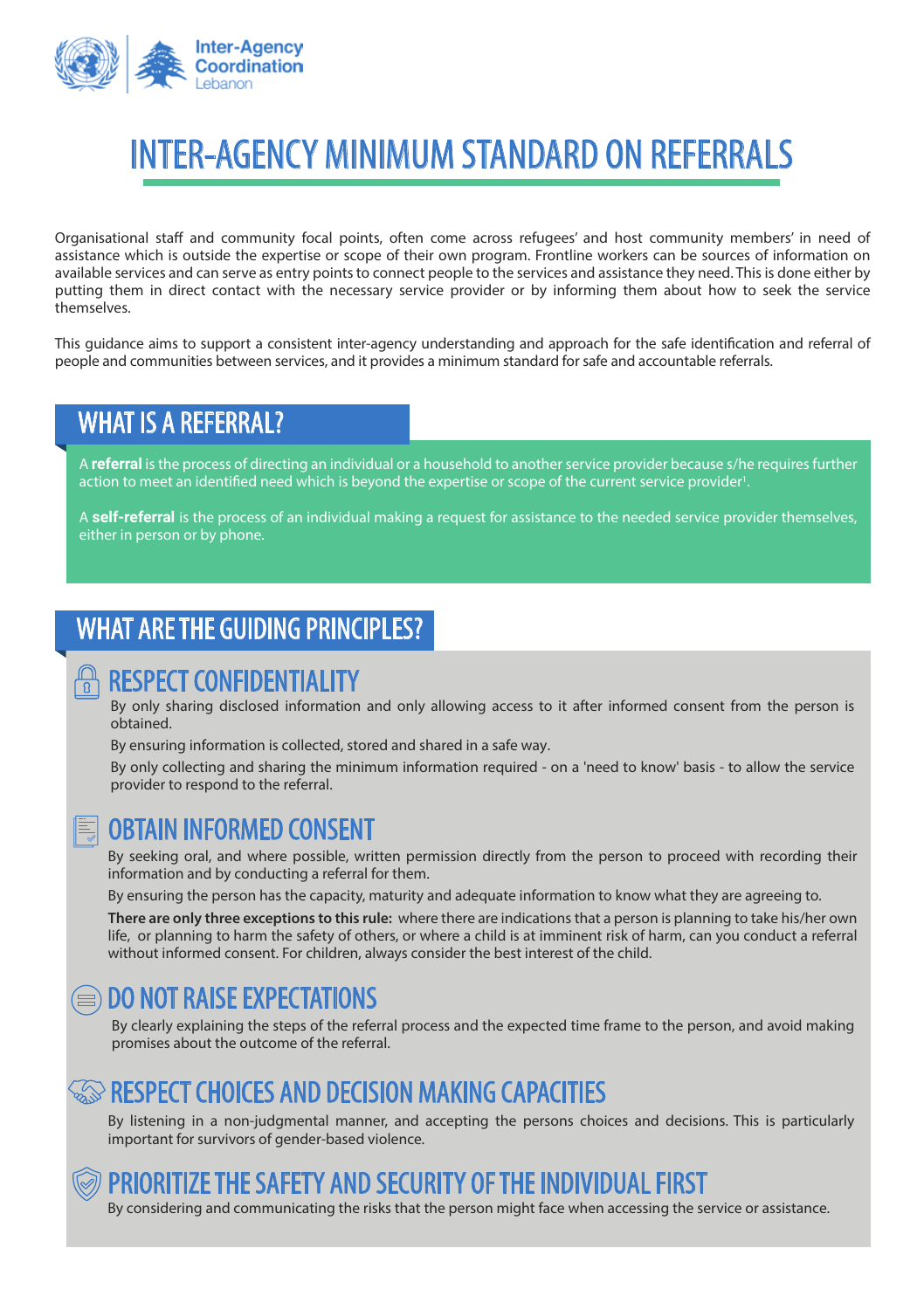Inter-Agency Coordination Lebanon

# INTER-AGENCY MINIMUM STANDARD ON REFERRALS

Organisational staff and community focal points, often come across refugees' and host community members' in need of assistance which is outside the expertise or scope of their own program. Frontline workers can be sources of information on available services and can serve as entry points to connect people to the services and assistance they need. This is done either by putting them in direct contact with the necessary service provider or by informing them about how to seek the service themselves.

This guidance aims to support a consistent inter-agency understanding and approach for the safe identification and referral of people and communities between services, and it provides a minimum standard for safe and accountable referrals.

## WHAT IS A REFERRAL?

A **referral** is the process of directing an individual or a household to another service provider because s/he requires further action to meet an identified need which is beyond the expertise or scope of the current service provider[1].

A **self-referral** is the process of an individual making a request for assistance to the needed service provider themselves, either in person or by phone.

## WHAT ARE THE GUIDING PRINCIPLES?

### RESPECT CONFIDENTIALITY

By only sharing disclosed information and only allowing access to it after informed consent from the person is obtained.

By ensuring information is collected, stored and shared in a safe way.

By only collecting and sharing the minimum information required - on a 'need to know' basis - to allow the service provider to respond to the referral.

### OBTAIN INFORMED CONSENT

By seeking oral, and where possible, written permission directly from the person to proceed with recording their information and by conducting a referral for them.

By ensuring the person has the capacity, maturity and adequate information to know what they are agreeing to.

**There are only three exceptions to this rule:** where there are indications that a person is planning to take his/her own life, or planning to harm the safety of others, or where a child is at imminent risk of harm, can you conduct a referral without informed consent. For children, always consider the best interest of the child.

### DO NOT RAISE EXPECTATIONS

By clearly explaining the steps of the referral process and the expected time frame to the person, and avoid making promises about the outcome of the referral.

### RESPECT CHOICES AND DECISION MAKING CAPACITIES

By listening in a non-judgmental manner, and accepting the persons choices and decisions. This is particularly important for survivors of gender-based violence.

### PRIORITIZE THE SAFETY AND SECURITY OF THE INDIVIDUAL FIRST

By considering and communicating the risks that the person might face when accessing the service or assistance.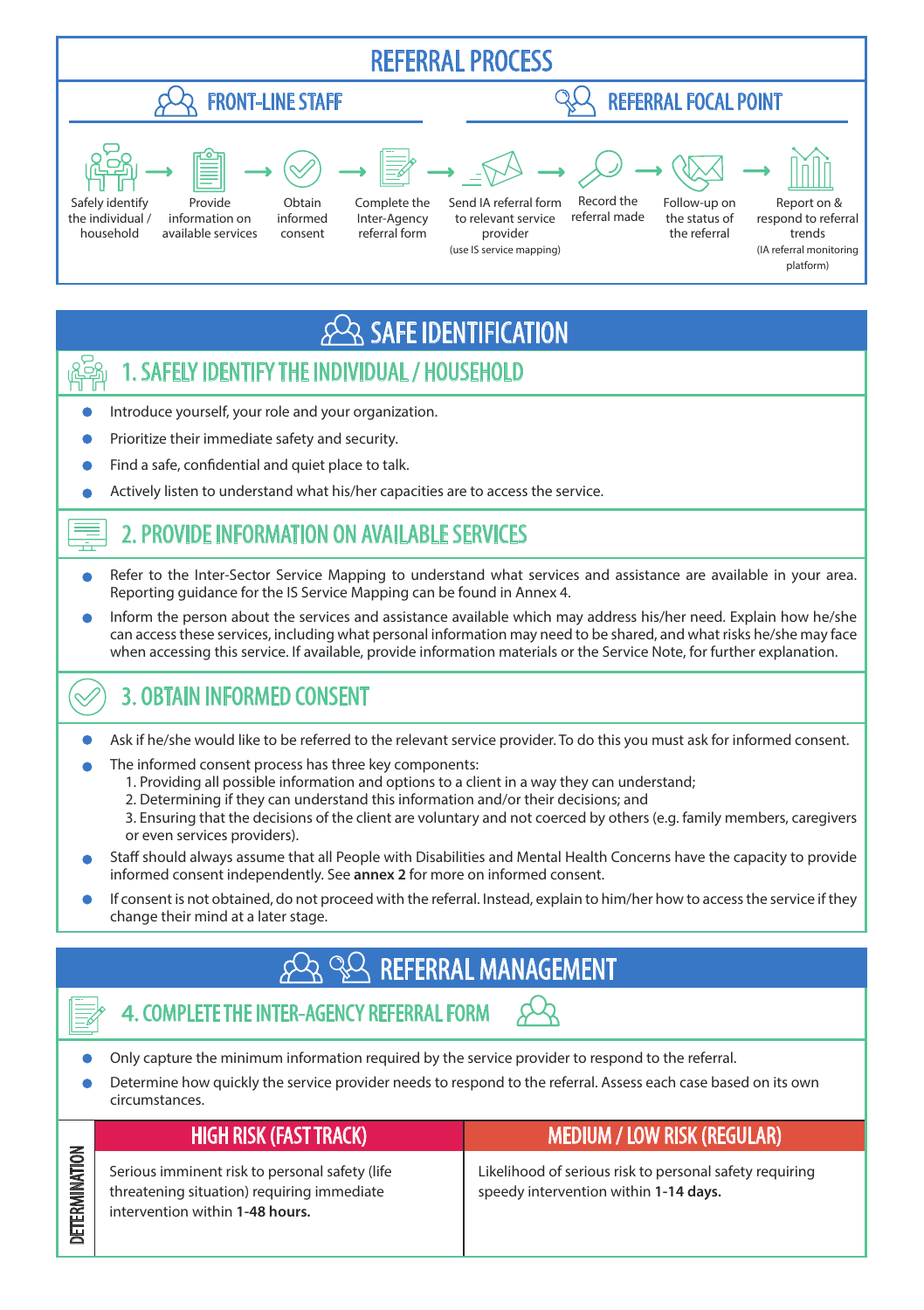# REFERRAL PROCESS

**FRONT-LINE STAFF** | **REFERRAL FOCAL POINT**

Safely identify the individual / household → Provide information on available services → Obtain informed consent → Complete the Inter-Agency referral form → Send IA referral form to relevant service provider (use IS service mapping) → Record the referral made → Follow-up on the status of the referral → Report on & respond to referral trends (IA referral monitoring platform)

# SAFE IDENTIFICATION

## 1. SAFELY IDENTIFY THE INDIVIDUAL / HOUSEHOLD

- Introduce yourself, your role and your organization.
- Prioritize their immediate safety and security.
- Find a safe, confidential and quiet place to talk.
- Actively listen to understand what his/her capacities are to access the service.

## 2. PROVIDE INFORMATION ON AVAILABLE SERVICES

- Refer to the Inter-Sector Service Mapping to understand what services and assistance are available in your area. Reporting guidance for the IS Service Mapping can be found in Annex 4.
- Inform the person about the services and assistance available which may address his/her need. Explain how he/she can access these services, including what personal information may need to be shared, and what risks he/she may face when accessing this service. If available, provide information materials or the Service Note, for further explanation.

## 3. OBTAIN INFORMED CONSENT

- Ask if he/she would like to be referred to the relevant service provider. To do this you must ask for informed consent.
- The informed consent process has three key components:
  1. Providing all possible information and options to a client in a way they can understand;
  2. Determining if they can understand this information and/or their decisions; and
  3. Ensuring that the decisions of the client are voluntary and not coerced by others (e.g. family members, caregivers or even services providers).
- Staff should always assume that all People with Disabilities and Mental Health Concerns have the capacity to provide informed consent independently. See **annex 2** for more on informed consent.
- If consent is not obtained, do not proceed with the referral. Instead, explain to him/her how to access the service if they change their mind at a later stage.

# REFERRAL MANAGEMENT

## 4. COMPLETE THE INTER-AGENCY REFERRAL FORM

- Only capture the minimum information required by the service provider to respond to the referral.
- Determine how quickly the service provider needs to respond to the referral. Assess each case based on its own circumstances.

| | HIGH RISK (FAST TRACK) | MEDIUM / LOW RISK (REGULAR) |
|---|---|---|
| DETERMINATION | Serious imminent risk to personal safety (life threatening situation) requiring immediate intervention within **1-48 hours.** | Likelihood of serious risk to personal safety requiring speedy intervention within **1-14 days.** |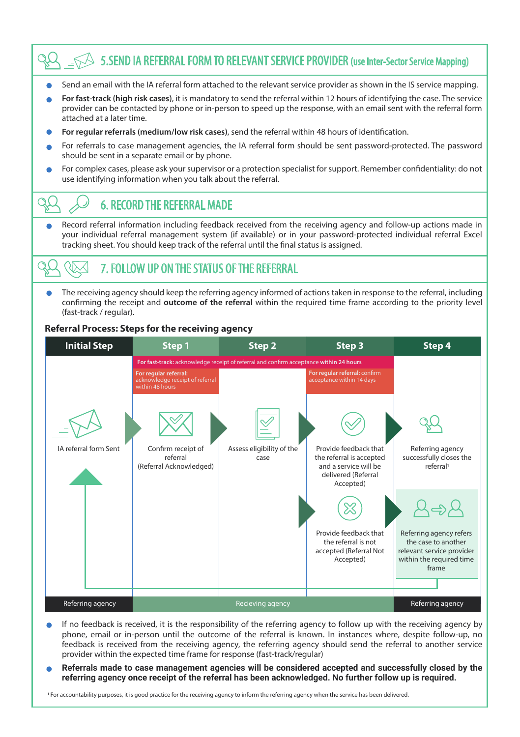## 5. SEND IA REFERRAL FORM TO RELEVANT SERVICE PROVIDER (use Inter-Sector Service Mapping)

- Send an email with the IA referral form attached to the relevant service provider as shown in the IS service mapping.
- **For fast-track (high risk cases)**, it is mandatory to send the referral within 12 hours of identifying the case. The service provider can be contacted by phone or in-person to speed up the response, with an email sent with the referral form attached at a later time.
- **For regular referrals (medium/low risk cases)**, send the referral within 48 hours of identification.
- For referrals to case management agencies, the IA referral form should be sent password-protected. The password should be sent in a separate email or by phone.
- For complex cases, please ask your supervisor or a protection specialist for support. Remember confidentiality: do not use identifying information when you talk about the referral.

## 6. RECORD THE REFERRAL MADE

- Record referral information including feedback received from the receiving agency and follow-up actions made in your individual referral management system (if available) or in your password-protected individual referral Excel tracking sheet. You should keep track of the referral until the final status is assigned.

## 7. FOLLOW UP ON THE STATUS OF THE REFERRAL

- The receiving agency should keep the referring agency informed of actions taken in response to the referral, including confirming the receipt and **outcome of the referral** within the required time frame according to the priority level (fast-track / regular).

### Referral Process: Steps for the receiving agency

| Initial Step | Step 1 | Step 2 | Step 3 | Step 4 |
|---|---|---|---|---|
| | **For fast-track:** acknowledge receipt of referral and confirm acceptance **within 24 hours** | | | |
| | **For regular referral:** acknowledge receipt of referral within 48 hours | | **For regular referral:** confirm acceptance within 14 days | |
| IA referral form Sent | Confirm receipt of referral (Referral Acknowledged) | Assess eligibility of the case | Provide feedback that the referral is accepted and a service will be delivered (Referral Accepted) | Referring agency successfully closes the referral[1] |
| | | | Provide feedback that the referral is not accepted (Referral Not Accepted) | Referring agency refers the case to another relevant service provider within the required time frame |
| Referring agency | Recieving agency | Recieving agency | Recieving agency | Referring agency |

- If no feedback is received, it is the responsibility of the referring agency to follow up with the receiving agency by phone, email or in-person until the outcome of the referral is known. In instances where, despite follow-up, no feedback is received from the receiving agency, the referring agency should send the referral to another service provider within the expected time frame for response (fast-track/regular)
- **Referrals made to case management agencies will be considered accepted and successfully closed by the referring agency once receipt of the referral has been acknowledged. No further follow up is required.**

[1] For accountability purposes, it is good practice for the receiving agency to inform the referring agency when the service has been delivered.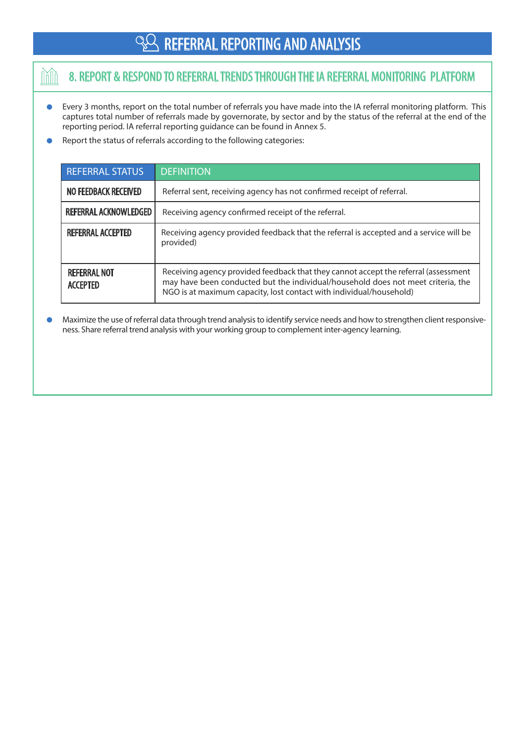# REFERRAL REPORTING AND ANALYSIS

## 8. REPORT & RESPOND TO REFERRAL TRENDS THROUGH THE IA REFERRAL MONITORING PLATFORM

- Every 3 months, report on the total number of referrals you have made into the IA referral monitoring platform. This captures total number of referrals made by governorate, by sector and by the status of the referral at the end of the reporting period. IA referral reporting guidance can be found in Annex 5.
- Report the status of referrals according to the following categories:

| REFERRAL STATUS | DEFINITION |
|---|---|
| **NO FEEDBACK RECEIVED** | Referral sent, receiving agency has not confirmed receipt of referral. |
| **REFERRAL ACKNOWLEDGED** | Receiving agency confirmed receipt of the referral. |
| **REFERRAL ACCEPTED** | Receiving agency provided feedback that the referral is accepted and a service will be provided) |
| **REFERRAL NOT ACCEPTED** | Receiving agency provided feedback that they cannot accept the referral (assessment may have been conducted but the individual/household does not meet criteria, the NGO is at maximum capacity, lost contact with individual/household) |

- Maximize the use of referral data through trend analysis to identify service needs and how to strengthen client responsiveness. Share referral trend analysis with your working group to complement inter-agency learning.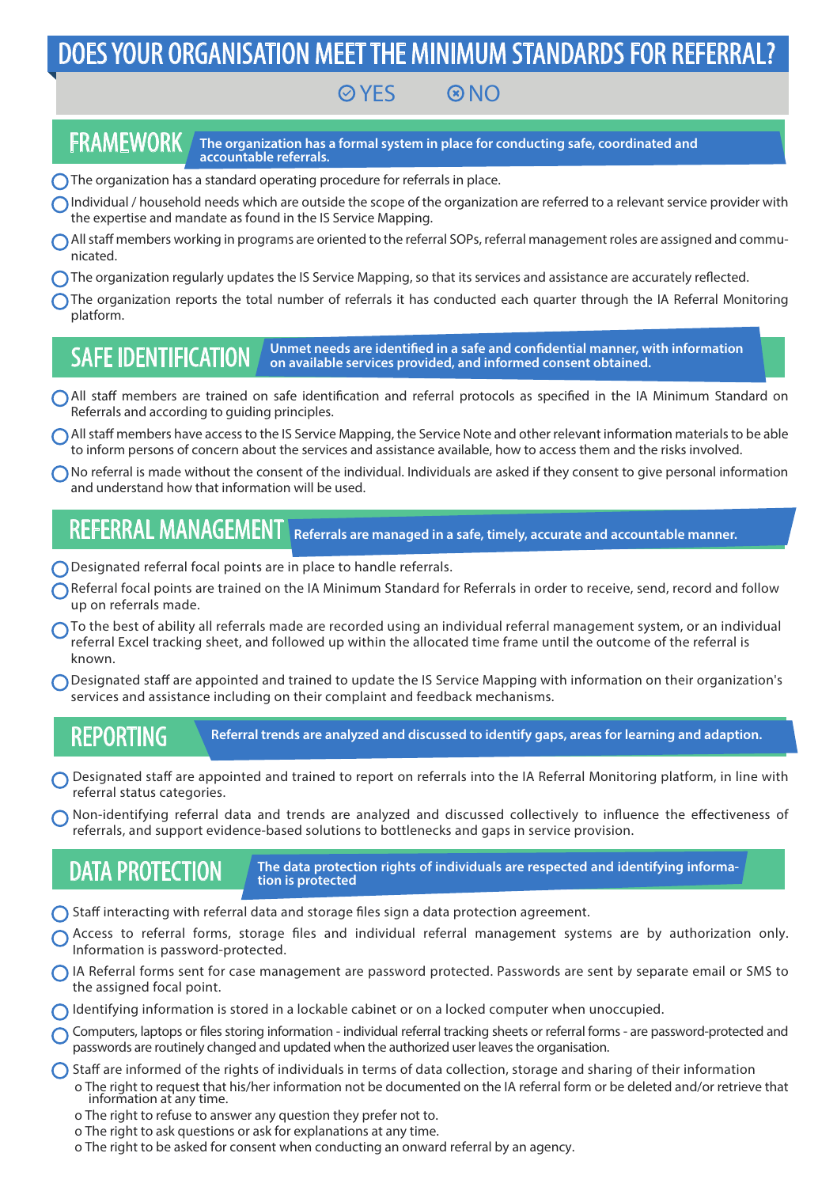# DOES YOUR ORGANISATION MEET THE MINIMUM STANDARDS FOR REFERRAL?

⊘ YES ⊗ NO

## FRAMEWORK

**The organization has a formal system in place for conducting safe, coordinated and accountable referrals.**

- ◯ The organization has a standard operating procedure for referrals in place.
- ◯ Individual / household needs which are outside the scope of the organization are referred to a relevant service provider with the expertise and mandate as found in the IS Service Mapping.
- ◯ All staff members working in programs are oriented to the referral SOPs, referral management roles are assigned and communicated.
- ◯ The organization regularly updates the IS Service Mapping, so that its services and assistance are accurately reflected.
- ◯ The organization reports the total number of referrals it has conducted each quarter through the IA Referral Monitoring platform.

## SAFE IDENTIFICATION

**Unmet needs are identified in a safe and confidential manner, with information on available services provided, and informed consent obtained.**

- ◯ All staff members are trained on safe identification and referral protocols as specified in the IA Minimum Standard on Referrals and according to guiding principles.
- ◯ All staff members have access to the IS Service Mapping, the Service Note and other relevant information materials to be able to inform persons of concern about the services and assistance available, how to access them and the risks involved.
- ◯ No referral is made without the consent of the individual. Individuals are asked if they consent to give personal information and understand how that information will be used.

## REFERRAL MANAGEMENT

**Referrals are managed in a safe, timely, accurate and accountable manner.**

- ◯ Designated referral focal points are in place to handle referrals.
- ◯ Referral focal points are trained on the IA Minimum Standard for Referrals in order to receive, send, record and follow up on referrals made.
- ◯ To the best of ability all referrals made are recorded using an individual referral management system, or an individual referral Excel tracking sheet, and followed up within the allocated time frame until the outcome of the referral is known.
- ◯ Designated staff are appointed and trained to update the IS Service Mapping with information on their organization's services and assistance including on their complaint and feedback mechanisms.

## REPORTING

**Referral trends are analyzed and discussed to identify gaps, areas for learning and adaption.**

- ◯ Designated staff are appointed and trained to report on referrals into the IA Referral Monitoring platform, in line with referral status categories.
- ◯ Non-identifying referral data and trends are analyzed and discussed collectively to influence the effectiveness of referrals, and support evidence-based solutions to bottlenecks and gaps in service provision.

## DATA PROTECTION

**The data protection rights of individuals are respected and identifying information is protected**

- ◯ Staff interacting with referral data and storage files sign a data protection agreement.
- ◯ Access to referral forms, storage files and individual referral management systems are by authorization only. Information is password-protected.
- ◯ IA Referral forms sent for case management are password protected. Passwords are sent by separate email or SMS to the assigned focal point.
- ◯ Identifying information is stored in a lockable cabinet or on a locked computer when unoccupied.
- ◯ Computers, laptops or files storing information - individual referral tracking sheets or referral forms - are password-protected and passwords are routinely changed and updated when the authorized user leaves the organisation.
- ◯ Staff are informed of the rights of individuals in terms of data collection, storage and sharing of their information
  - o The right to request that his/her information not be documented on the IA referral form or be deleted and/or retrieve that information at any time.
  - o The right to refuse to answer any question they prefer not to.
  - o The right to ask questions or ask for explanations at any time.
  - o The right to be asked for consent when conducting an onward referral by an agency.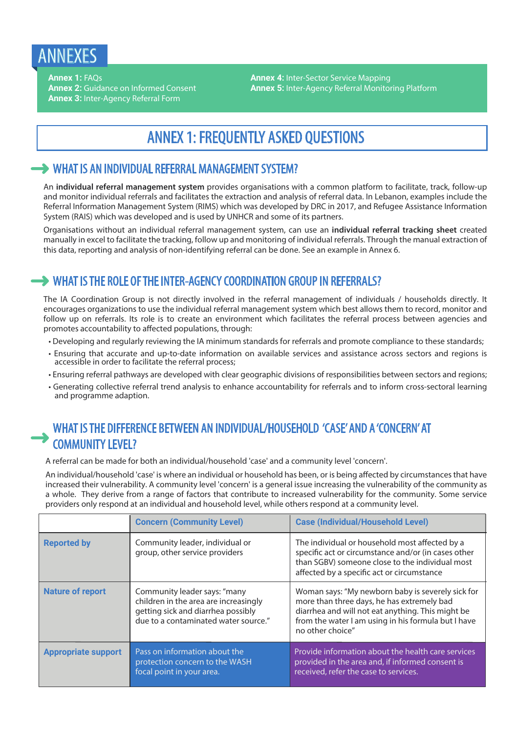# ANNEXES

**Annex 1:** FAQs
**Annex 2:** Guidance on Informed Consent
**Annex 3:** Inter-Agency Referral Form
**Annex 4:** Inter-Sector Service Mapping
**Annex 5:** Inter-Agency Referral Monitoring Platform

# ANNEX 1: FREQUENTLY ASKED QUESTIONS

## WHAT IS AN INDIVIDUAL REFERRAL MANAGEMENT SYSTEM?

An **individual referral management system** provides organisations with a common platform to facilitate, track, follow-up and monitor individual referrals and facilitates the extraction and analysis of referral data. In Lebanon, examples include the Referral Information Management System (RIMS) which was developed by DRC in 2017, and Refugee Assistance Information System (RAIS) which was developed and is used by UNHCR and some of its partners.

Organisations without an individual referral management system, can use an **individual referral tracking sheet** created manually in excel to facilitate the tracking, follow up and monitoring of individual referrals. Through the manual extraction of this data, reporting and analysis of non-identifying referral can be done. See an example in Annex 6.

## WHAT IS THE ROLE OF THE INTER-AGENCY COORDINATION GROUP IN REFERRALS?

The IA Coordination Group is not directly involved in the referral management of individuals / households directly. It encourages organizations to use the individual referral management system which best allows them to record, monitor and follow up on referrals. Its role is to create an environment which facilitates the referral process between agencies and promotes accountability to affected populations, through:

- Developing and regularly reviewing the IA minimum standards for referrals and promote compliance to these standards;
- Ensuring that accurate and up-to-date information on available services and assistance across sectors and regions is accessible in order to facilitate the referral process;
- Ensuring referral pathways are developed with clear geographic divisions of responsibilities between sectors and regions;
- Generating collective referral trend analysis to enhance accountability for referrals and to inform cross-sectoral learning and programme adaption.

## WHAT IS THE DIFFERENCE BETWEEN AN INDIVIDUAL/HOUSEHOLD 'CASE' AND A 'CONCERN' AT COMMUNITY LEVEL?

A referral can be made for both an individual/household 'case' and a community level 'concern'.

An individual/household 'case' is where an individual or household has been, or is being affected by circumstances that have increased their vulnerability. A community level 'concern' is a general issue increasing the vulnerability of the community as a whole. They derive from a range of factors that contribute to increased vulnerability for the community. Some service providers only respond at an individual and household level, while others respond at a community level.

| | Concern (Community Level) | Case (Individual/Household Level) |
|---|---|---|
| **Reported by** | Community leader, individual or group, other service providers | The individual or household most affected by a specific act or circumstance and/or (in cases other than SGBV) someone close to the individual most affected by a specific act or circumstance |
| **Nature of report** | Community leader says: "many children in the area are increasingly getting sick and diarrhea possibly due to a contaminated water source." | Woman says: "My newborn baby is severely sick for more than three days, he has extremely bad diarrhea and will not eat anything. This might be from the water I am using in his formula but I have no other choice" |
| **Appropriate support** | Pass on information about the protection concern to the WASH focal point in your area. | Provide information about the health care services provided in the area and, if informed consent is received, refer the case to services. |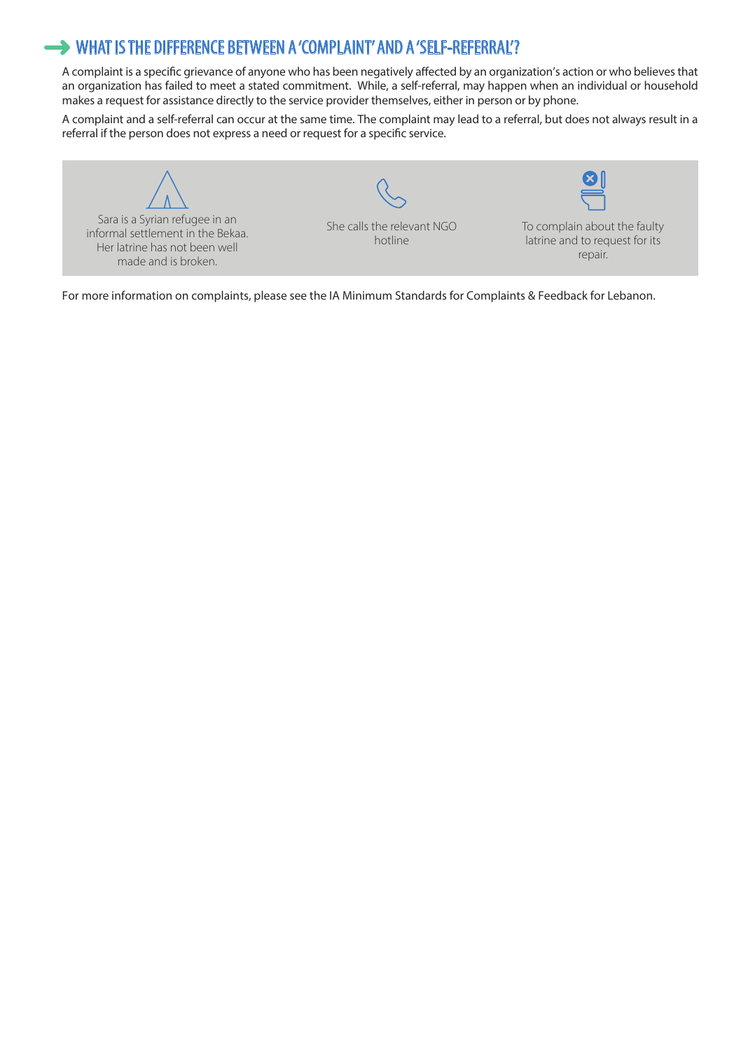## WHAT IS THE DIFFERENCE BETWEEN A 'COMPLAINT' AND A 'SELF-REFERRAL'?

A complaint is a specific grievance of anyone who has been negatively affected by an organization's action or who believes that an organization has failed to meet a stated commitment. While, a self-referral, may happen when an individual or household makes a request for assistance directly to the service provider themselves, either in person or by phone.

A complaint and a self-referral can occur at the same time. The complaint may lead to a referral, but does not always result in a referral if the person does not express a need or request for a specific service.

Sara is a Syrian refugee in an informal settlement in the Bekaa. Her latrine has not been well made and is broken.

She calls the relevant NGO hotline

To complain about the faulty latrine and to request for its repair.

For more information on complaints, please see the IA Minimum Standards for Complaints & Feedback for Lebanon.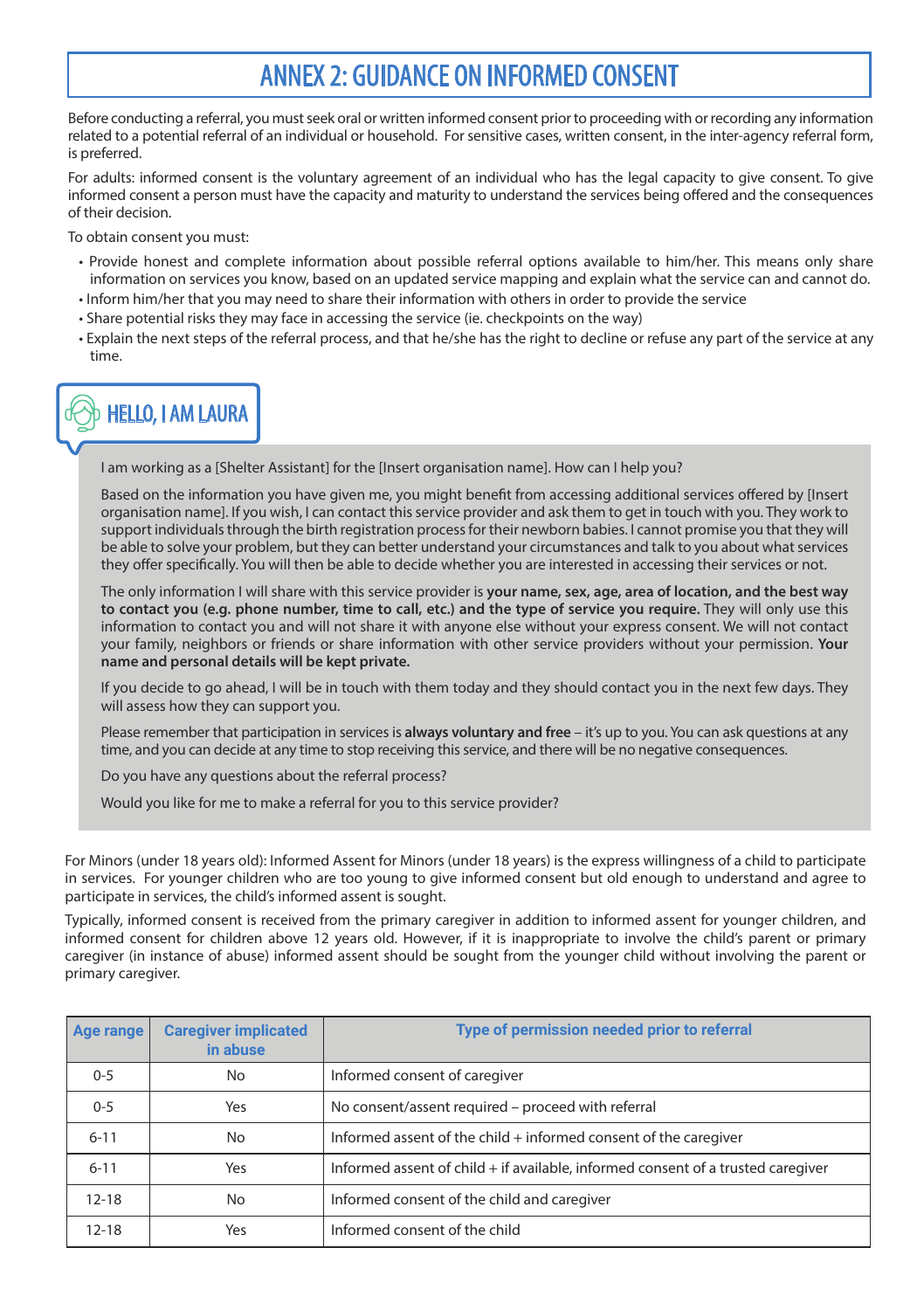# ANNEX 2: GUIDANCE ON INFORMED CONSENT

Before conducting a referral, you must seek oral or written informed consent prior to proceeding with or recording any information related to a potential referral of an individual or household. For sensitive cases, written consent, in the inter-agency referral form, is preferred.

For adults: informed consent is the voluntary agreement of an individual who has the legal capacity to give consent. To give informed consent a person must have the capacity and maturity to understand the services being offered and the consequences of their decision.

To obtain consent you must:

- Provide honest and complete information about possible referral options available to him/her. This means only share information on services you know, based on an updated service mapping and explain what the service can and cannot do.
- Inform him/her that you may need to share their information with others in order to provide the service
- Share potential risks they may face in accessing the service (ie. checkpoints on the way)
- Explain the next steps of the referral process, and that he/she has the right to decline or refuse any part of the service at any time.

## HELLO, I AM LAURA

I am working as a [Shelter Assistant] for the [Insert organisation name]. How can I help you?

Based on the information you have given me, you might benefit from accessing additional services offered by [Insert organisation name]. If you wish, I can contact this service provider and ask them to get in touch with you. They work to support individuals through the birth registration process for their newborn babies. I cannot promise you that they will be able to solve your problem, but they can better understand your circumstances and talk to you about what services they offer specifically. You will then be able to decide whether you are interested in accessing their services or not.

The only information I will share with this service provider is **your name, sex, age, area of location, and the best way to contact you (e.g. phone number, time to call, etc.) and the type of service you require.** They will only use this information to contact you and will not share it with anyone else without your express consent. We will not contact your family, neighbors or friends or share information with other service providers without your permission. **Your name and personal details will be kept private.**

If you decide to go ahead, I will be in touch with them today and they should contact you in the next few days. They will assess how they can support you.

Please remember that participation in services is **always voluntary and free** – it's up to you. You can ask questions at any time, and you can decide at any time to stop receiving this service, and there will be no negative consequences.

Do you have any questions about the referral process?

Would you like for me to make a referral for you to this service provider?

For Minors (under 18 years old): Informed Assent for Minors (under 18 years) is the express willingness of a child to participate in services. For younger children who are too young to give informed consent but old enough to understand and agree to participate in services, the child's informed assent is sought.

Typically, informed consent is received from the primary caregiver in addition to informed assent for younger children, and informed consent for children above 12 years old. However, if it is inappropriate to involve the child's parent or primary caregiver (in instance of abuse) informed assent should be sought from the younger child without involving the parent or primary caregiver.

| Age range | Caregiver implicated in abuse | Type of permission needed prior to referral |
|---|---|---|
| 0-5 | No | Informed consent of caregiver |
| 0-5 | Yes | No consent/assent required – proceed with referral |
| 6-11 | No | Informed assent of the child + informed consent of the caregiver |
| 6-11 | Yes | Informed assent of child + if available, informed consent of a trusted caregiver |
| 12-18 | No | Informed consent of the child and caregiver |
| 12-18 | Yes | Informed consent of the child |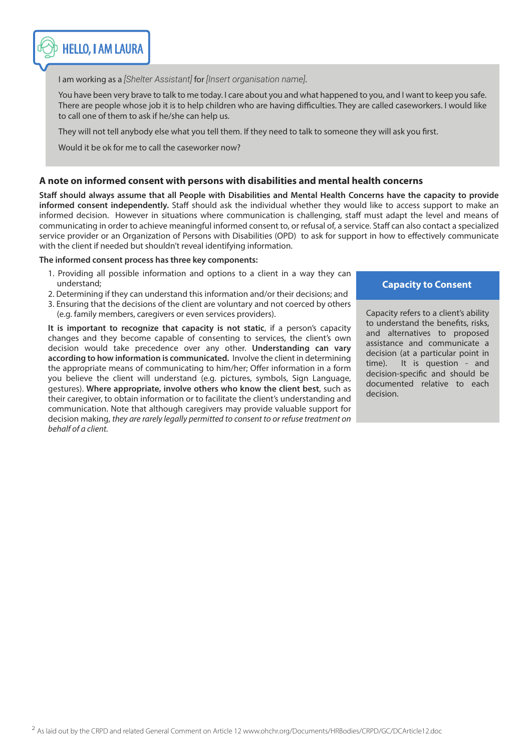**HELLO, I AM LAURA**

I am working as a *[Shelter Assistant]* for *[Insert organisation name]*.

You have been very brave to talk to me today. I care about you and what happened to you, and I want to keep you safe. There are people whose job it is to help children who are having difficulties. They are called caseworkers. I would like to call one of them to ask if he/she can help us.

They will not tell anybody else what you tell them. If they need to talk to someone they will ask you first.

Would it be ok for me to call the caseworker now?

### A note on informed consent with persons with disabilities and mental health concerns

**Staff should always assume that all People with Disabilities and Mental Health Concerns have the capacity to provide informed consent independently.** Staff should ask the individual whether they would like to access support to make an informed decision. However in situations where communication is challenging, staff must adapt the level and means of communicating in order to achieve meaningful informed consent to, or refusal of, a service. Staff can also contact a specialized service provider or an Organization of Persons with Disabilities (OPD) to ask for support in how to effectively communicate with the client if needed but shouldn't reveal identifying information.

**The informed consent process has three key components:**

1. Providing all possible information and options to a client in a way they can understand;
2. Determining if they can understand this information and/or their decisions; and
3. Ensuring that the decisions of the client are voluntary and not coerced by others (e.g. family members, caregivers or even services providers).

**It is important to recognize that capacity is not static**, if a person's capacity changes and they become capable of consenting to services, the client's own decision would take precedence over any other. **Understanding can vary according to how information is communicated.** Involve the client in determining the appropriate means of communicating to him/her; Offer information in a form you believe the client will understand (e.g. pictures, symbols, Sign Language, gestures). **Where appropriate, involve others who know the client best**, such as their caregiver, to obtain information or to facilitate the client's understanding and communication. Note that although caregivers may provide valuable support for decision making, *they are rarely legally permitted to consent to or refuse treatment on behalf of a client.*

**Capacity to Consent**

Capacity refers to a client's ability to understand the benefits, risks, and alternatives to proposed assistance and communicate a decision (at a particular point in time). It is question - and decision-specific and should be documented relative to each decision.

[2] As laid out by the CRPD and related General Comment on Article 12 www.ohchr.org/Documents/HRBodies/CRPD/GC/DCArticle12.doc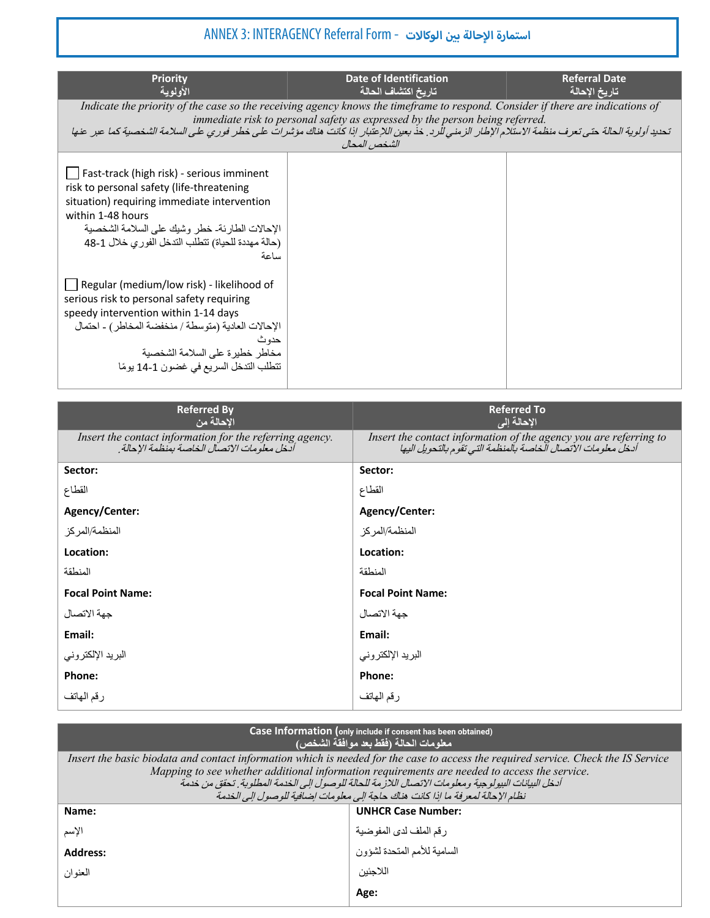# ANNEX 3: INTERAGENCY Referral Form - استمارة الإحالة بين الوكالات

| Priority<br>الأولوية | Date of Identification<br>تاريخ اكتشاف الحالة | Referral Date<br>تاريخ الإحالة |
|---|---|---|
| *Indicate the priority of the case so the receiving agency knows the timeframe to respond. Consider if there are indications of immediate risk to personal safety as expressed by the person being referred.*<br>*تحديد أولوية الحالة حتى تعرف منظمة الاستلام الإطار الزمني للرد. خذ بعين الاعتبار إذا كانت هناك مؤشرات على خطر فوري على السلامة الشخصية كما عبر عنها الشخص المحال* | | |
| ☐ Fast-track (high risk) - serious imminent risk to personal safety (life-threatening situation) requiring immediate intervention within 1-48 hours<br>الإحالات الطارئة- خطر وشيك على السلامة الشخصية (حالة مهددة للحياة) تتطلب التدخل الفوري خلال 1-48 ساعة<br><br>☐ Regular (medium/low risk) - likelihood of serious risk to personal safety requiring speedy intervention within 1-14 days<br>الإحالات العادية (متوسطة / منخفضة المخاطر) - احتمال حدوث مخاطر خطيرة على السلامة الشخصية تتطلب التدخل السريع في غضون 1-14 يومًا | | |

| Referred By<br>الإحالة من | Referred To<br>الإحالة إلى |
|---|---|
| *Insert the contact information for the referring agency.*<br>*أدخل معلومات الاتصال الخاصة بمنظمة الإحالة.* | *Insert the contact information of the agency you are referring to*<br>*أدخل معلومات الاتصال الخاصة بالمنظمة التي تقوم بالتحويل اليها* |
| **Sector:**<br>القطاع | **Sector:**<br>القطاع |
| **Agency/Center:**<br>المنظمة/المركز | **Agency/Center:**<br>المنظمة/المركز |
| **Location:**<br>المنطقة | **Location:**<br>المنطقة |
| **Focal Point Name:**<br>جهة الاتصال | **Focal Point Name:**<br>جهة الاتصال |
| **Email:**<br>البريد الإلكتروني | **Email:**<br>البريد الإلكتروني |
| **Phone:**<br>رقم الهاتف | **Phone:**<br>رقم الهاتف |

| Case Information (only include if consent has been obtained)<br>معلومات الحالة (فقط بعد موافقة الشخص) | |
|---|---|
| *Insert the basic biodata and contact information which is needed for the case to access the required service. Check the IS Service Mapping to see whether additional information requirements are needed to access the service.*<br>*أدخل البيانات البيولوجية ومعلومات الاتصال اللازمة للحالة للوصول إلى الخدمة المطلوبة. تحقق من خدمة نظام الإحالة لمعرفة ما إذا كانت هناك حاجة إلى معلومات إضافية للوصول إلى الخدمة* | |
| **Name:**<br>الإسم | **UNHCR Case Number:**<br>رقم الملف لدى المفوضية السامية للأمم المتحدة لشؤون اللاجئين |
| **Address:**<br>العنوان | **Age:** |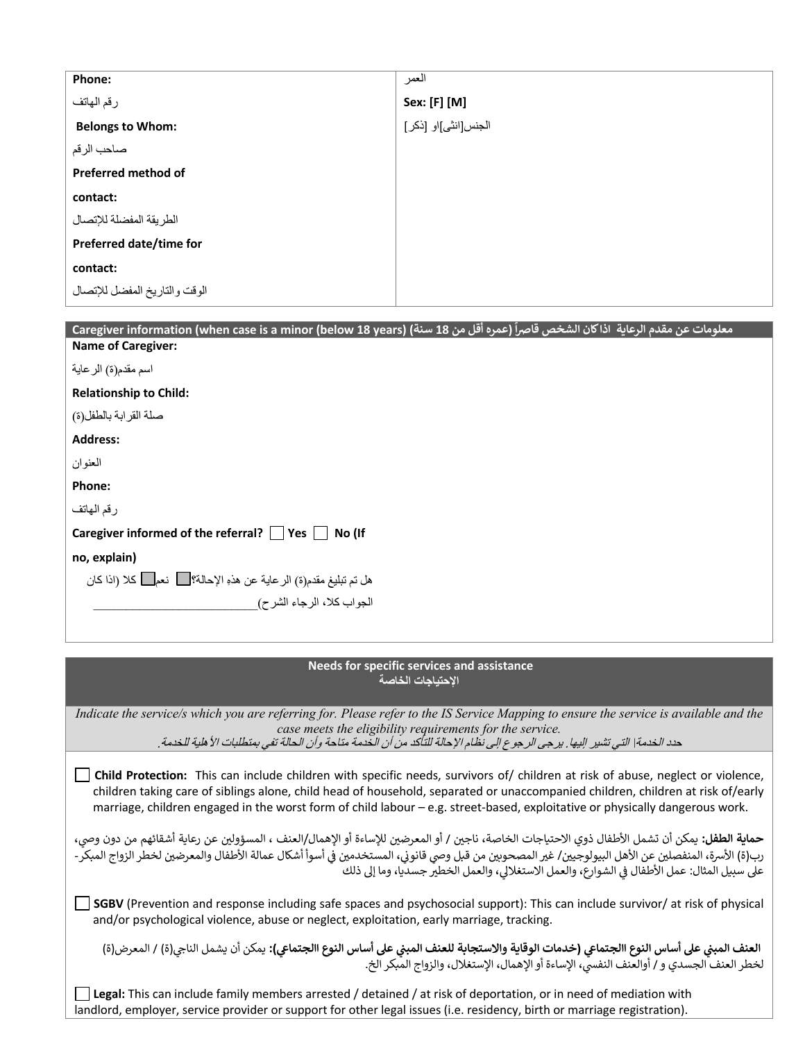| | |
|---|---|
| **Phone:**<br>رقم الهاتف<br>**Belongs to Whom:**<br>صاحب الرقم<br>**Preferred method of contact:**<br>الطريقة المفضلة للإتصال<br>**Preferred date/time for contact:**<br>الوقت والتاريخ المفضل للإتصال | العمر<br>**Sex: [F] [M]**<br>الجنس[انثى]او [ذكر] |

| **Caregiver information (when case is a minor (below 18 years) معلومات عن مقدم الرعاية اذا كان الشخص قاصراً (عمره أقل من 18 سنة)** |
|---|
| **Name of Caregiver:**<br>اسم مقدم(ة) الرعاية<br>**Relationship to Child:**<br>صلة القرابة بالطفل(ة)<br>**Address:**<br>العنوان<br>**Phone:**<br>رقم الهاتف<br>**Caregiver informed of the referral?** ☐ **Yes** ☐ **No (If no, explain)**<br>هل تم تبليغ مقدم(ة) الرعاية عن هذهِ الإحالة؟☐ نعم☐ كلا (اذا كان الجواب كلا، الرجاء الشرح)___________________________ |

**Needs for specific services and assistance**
**الإحتياجات الخاصة**

*Indicate the service/s which you are referring for. Please refer to the IS Service Mapping to ensure the service is available and the case meets the eligibility requirements for the service.*
*حدد الخدمة/ التي تشير اليها. يرجى الرجوع إلى نظام الإحالة للتأكد من أن الخدمة متاحة وأن الحالة تفي بمتطلبات الأهلية للخدمة.*

☐ **Child Protection:** This can include children with specific needs, survivors of/ children at risk of abuse, neglect or violence, children taking care of siblings alone, child head of household, separated or unaccompanied children, children at risk of/early marriage, children engaged in the worst form of child labour – e.g. street-based, exploitative or physically dangerous work.

**حماية الطفل:** يمكن أن تشمل الأطفال ذوي الاحتياجات الخاصة، ناجين / أو المعرضين للإساءة أو الإهمال/العنف ، المسؤولين عن رعاية أشقائهم من دون وصي، رب(ة) الأسرة، المنفصلين عن الأهل البيولوجيين/ غير المصحوبين من قبل وصي قانوني، المستخدمين في أسوأ أشكال عمالة الأطفال والمعرضين لخطر الزواج المبكر- على سبيل المثال: عمل الأطفال في الشوارع، والعمل الاستغلالي، والعمل الخطير جسديا، وما إلى ذلك

☐ **SGBV** (Prevention and response including safe spaces and psychosocial support): This can include survivor/ at risk of physical and/or psychological violence, abuse or neglect, exploitation, early marriage, tracking.

**العنف المبني على أساس النوع االجتماعي (خدمات الوقاية والاستجابة للعنف المبني على أساس النوع االجتماعي):** يمكن أن يشمل الناجي(ة) / المعرض(ة) لخطر العنف الجسدي و / أوالعنف النفسي، الإساءة أو الإهمال، الإستغلال، والزواج المبكر الخ.

☐ **Legal:** This can include family members arrested / detained / at risk of deportation, or in need of mediation with landlord, employer, service provider or support for other legal issues (i.e. residency, birth or marriage registration).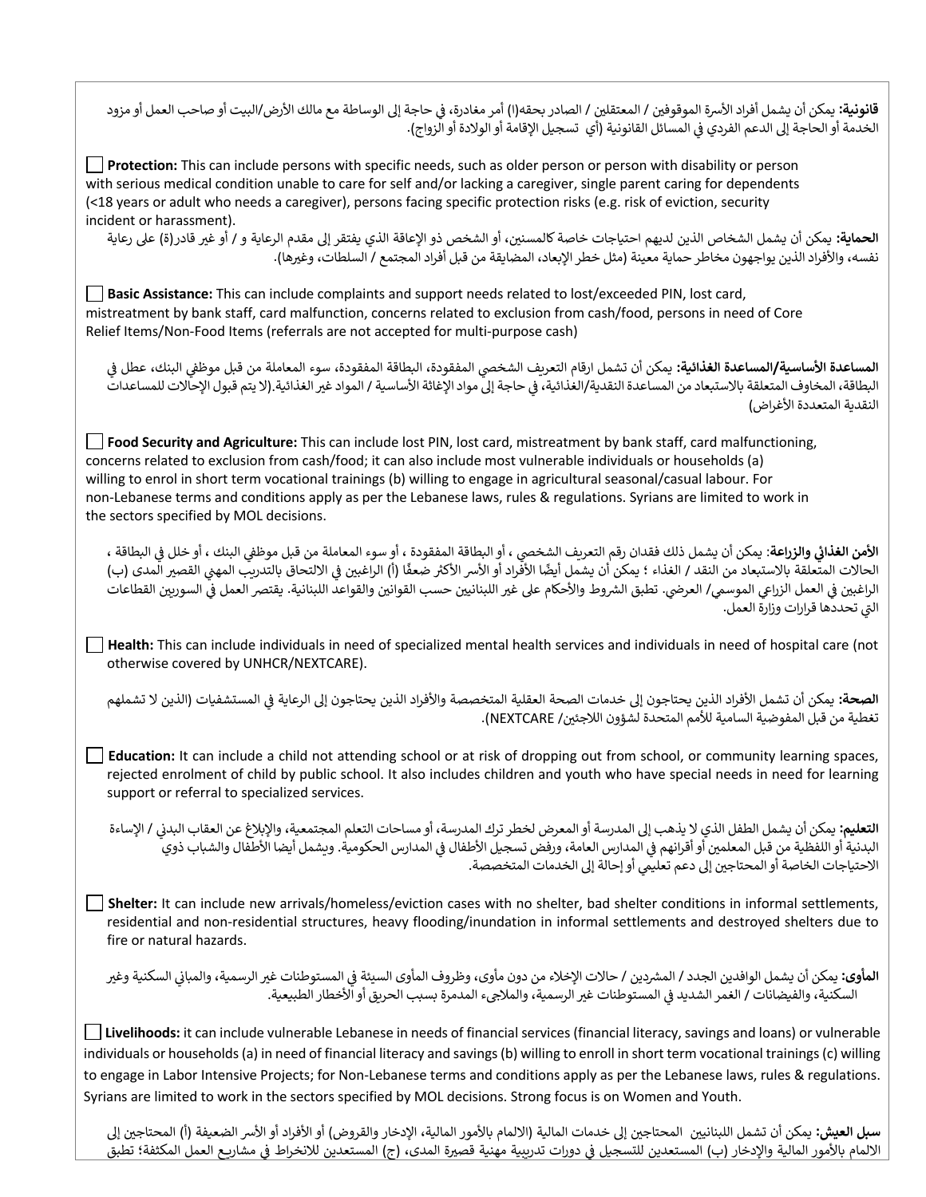**قانونية:** يمكن أن يشمل أفراد الأسرة الموقوفين / المعتقلين / الصادر بحقه(ا) أمر مغادرة، في حاجة إلى الوساطة مع مالك الأرض/البيت أو صاحب العمل أو مزود الخدمة أو الحاجة إلى الدعم الفردي في المسائل القانونية (أي تسجيل الإقامة أو الولادة أو الزواج).

☐ **Protection:** This can include persons with specific needs, such as older person or person with disability or person with serious medical condition unable to care for self and/or lacking a caregiver, single parent caring for dependents (<18 years or adult who needs a caregiver), persons facing specific protection risks (e.g. risk of eviction, security incident or harassment).

**الحماية:** يمكن أن يشمل الشخاص الذين لديهم احتياجات خاصة كالمسنين، أو الشخص ذو الإعاقة الذي يفتقر إلى مقدم الرعاية و / أو غير قادر(ة) على رعاية نفسه، والأفراد الذين يواجهون مخاطر حماية معينة (مثل خطر الإبعاد، المضايقة من قبل أفراد المجتمع / السلطات، وغيرها).

☐ **Basic Assistance:** This can include complaints and support needs related to lost/exceeded PIN, lost card, mistreatment by bank staff, card malfunction, concerns related to exclusion from cash/food, persons in need of Core Relief Items/Non-Food Items (referrals are not accepted for multi-purpose cash)

**المساعدة الأساسية/المساعدة الغذائية:** يمكن أن تشمل ارقام التعريف الشخصي المفقودة، البطاقة المفقودة، سوء المعاملة من قبل موظفي البنك، عطل في البطاقة، المخاوف المتعلقة بالاستبعاد من المساعدة النقدية/الغذائية، في حاجة إلى مواد الإغاثة الأساسية / المواد غير الغذائية.(لا يتم قبول الإحالات للمساعدات النقدية المتعددة الأغراض)

☐ **Food Security and Agriculture:** This can include lost PIN, lost card, mistreatment by bank staff, card malfunctioning, concerns related to exclusion from cash/food; it can also include most vulnerable individuals or households (a) willing to enrol in short term vocational trainings (b) willing to engage in agricultural seasonal/casual labour. For non-Lebanese terms and conditions apply as per the Lebanese laws, rules & regulations. Syrians are limited to work in the sectors specified by MOL decisions.

**الأمن الغذائي والزراعة**: يمكن أن يشمل ذلك فقدان رقم التعريف الشخصي ، أو البطاقة المفقودة ، أو سوء المعاملة من قبل موظفي البنك ، أو خلل في البطاقة ، الحالات المتعلقة بالاستبعاد من النقد / الغذاء ؛ يمكن أن يشمل أيضًا الأفراد أو الأسر الأكثر ضعفًا (أ) الراغبين في الالتحاق بالتدريب المهني القصير المدى (ب) الراغبين في العمل الزراعي الموسمي/ العرضي. تطبق الشروط والأحكام على غير اللبنانيين حسب القوانين والقواعد اللبنانية. يقتصر العمل في السوريين القطاعات التي تحددها قرارات وزارة العمل.

☐ **Health:** This can include individuals in need of specialized mental health services and individuals in need of hospital care (not otherwise covered by UNHCR/NEXTCARE).

**الصحة:** يمكن أن تشمل الأفراد الذين يحتاجون إلى خدمات الصحة العقلية المتخصصة والأفراد الذين يحتاجون إلى الرعاية في المستشفيات (الذين لا تشملهم تغطية من قبل المفوضية السامية للأمم المتحدة لشؤون اللاجئين/ NEXTCARE).

☐ **Education:** It can include a child not attending school or at risk of dropping out from school, or community learning spaces, rejected enrolment of child by public school. It also includes children and youth who have special needs in need for learning support or referral to specialized services.

**التعليم:** يمكن أن يشمل الطفل الذي لا يذهب إلى المدرسة أو المعرض لخطر ترك المدرسة، أو مساحات التعلم المجتمعية، والإبلاغ عن العقاب البدني / الإساءة البدنية أو اللفظية من قبل المعلمين أو أقرانهم في المدارس العامة، ورفض تسجيل الأطفال في المدارس الحكومية. ويشمل أيضا الأطفال والشباب ذوي الاحتياجات الخاصة أو المحتاجين إلى دعم تعليمي أو إحالة إلى الخدمات المتخصصة.

☐ **Shelter:** It can include new arrivals/homeless/eviction cases with no shelter, bad shelter conditions in informal settlements, residential and non-residential structures, heavy flooding/inundation in informal settlements and destroyed shelters due to fire or natural hazards.

**المأوى:** يمكن أن يشمل الوافدين الجدد / المشردين / حالات الإخلاء من دون مأوى، وظروف المأوى السيئة في المستوطنات غير الرسمية، والمباني السكنية وغير السكنية، والفيضانات / الغمر الشديد في المستوطنات غير الرسمية، والملاجىء المدمرة بسبب الحريق أو الأخطار الطبيعية.

☐ **Livelihoods:** it can include vulnerable Lebanese in needs of financial services (financial literacy, savings and loans) or vulnerable individuals or households (a) in need of financial literacy and savings (b) willing to enroll in short term vocational trainings (c) willing to engage in Labor Intensive Projects; for Non-Lebanese terms and conditions apply as per the Lebanese laws, rules & regulations. Syrians are limited to work in the sectors specified by MOL decisions. Strong focus is on Women and Youth.

**سبل العيش:** يمكن أن تشمل اللبنانيين المحتاجين إلى خدمات المالية (الالمام بالأمور المالية، الإدخار والقروض) أو الأفراد أو الأسر الضعيفة (أ) المحتاجين إلى الالمام بالأمور المالية والإدخار (ب) المستعدين للتسجيل في دورات تدريبية مهنية قصيرة المدى، (ج) المستعدين للانخراط في مشاريع العمل المكثفة؛ تطبق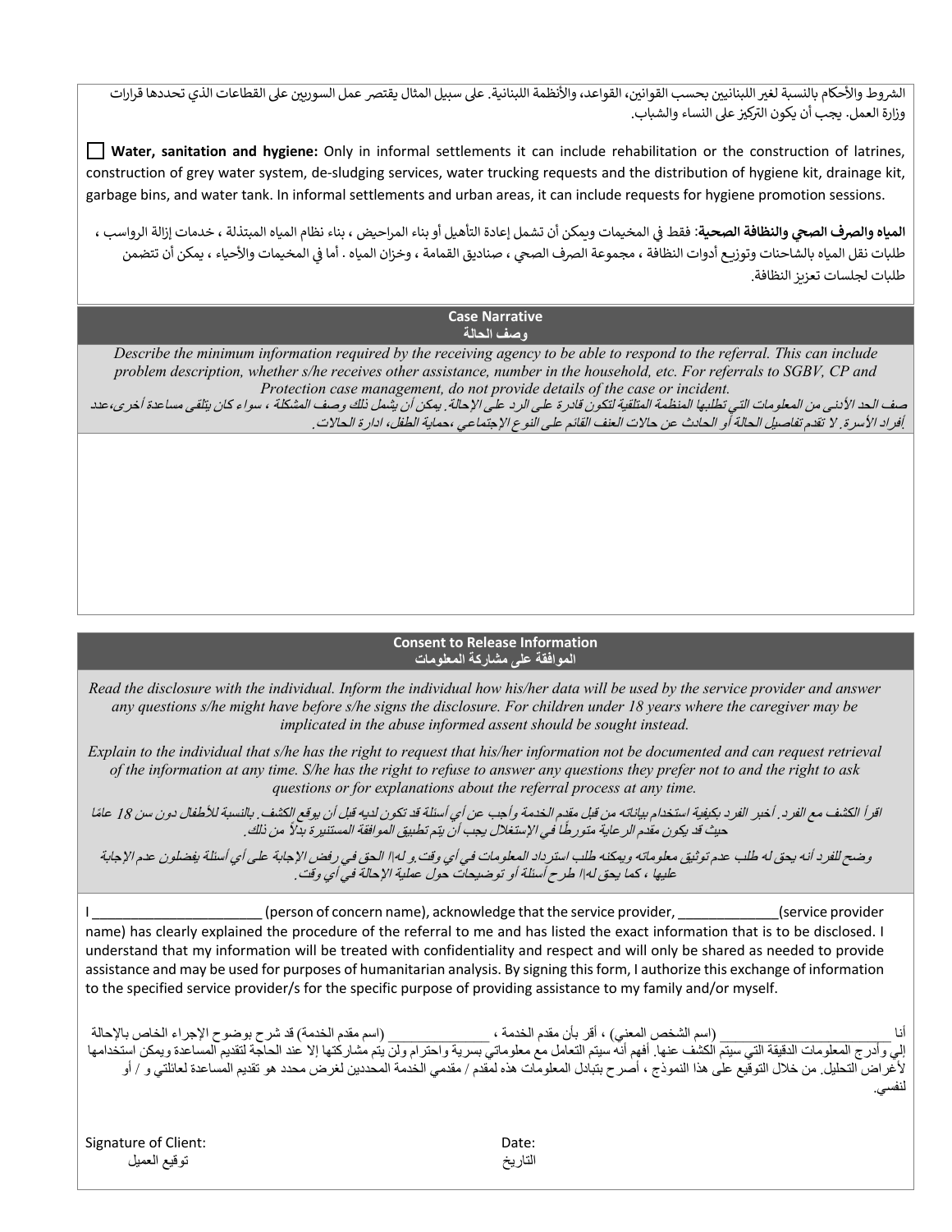الشروط والأحكام بالنسبة لغير اللبنانيين بحسب القوانين، القواعد، والأنظمة اللبنانية. على سبيل المثال يقتصر عمل السوريين على القطاعات الذي تحددها قرارات وزارة العمل. يجب أن يكون التركيز على النساء والشباب.

☐ **Water, sanitation and hygiene:** Only in informal settlements it can include rehabilitation or the construction of latrines, construction of grey water system, de-sludging services, water trucking requests and the distribution of hygiene kit, drainage kit, garbage bins, and water tank. In informal settlements and urban areas, it can include requests for hygiene promotion sessions.

**المياه والصرف الصحي والنظافة الصحية**: فقط في المخيمات ويمكن أن تشمل إعادة التأهيل أو بناء المراحيض ، بناء نظام المياه المبتذلة ، خدمات إزالة الرواسب ، طلبات نقل المياه بالشاحنات وتوزيع أدوات النظافة ، مجموعة الصرف الصحي ، صناديق القمامة ، وخزان المياه . أما في المخيمات والأحياء ، يمكن أن تتضمن طلبات لجلسات تعزيز النظافة.

## Case Narrative
## وصف الحالة

*Describe the minimum information required by the receiving agency to be able to respond to the referral. This can include problem description, whether s/he receives other assistance, number in the household, etc. For referrals to SGBV, CP and Protection case management, do not provide details of the case or incident.*

*صف الحد الأدنى من المعلومات التي تطلبها المنظمة المتلقية لتكون قادرة على الرد على الإحالة. يمكن أن يشمل ذلك وصف المشكلة ، سواء كان يتلقى مساعدة أخرى،عدد أفراد الأسرة. لا تقدم تفاصيل الحالة أو الحادث عن حالات العنف القائم على النوع الإجتماعي ،حماية الطفل، ادارة الحالات.*

## Consent to Release Information
## الموافقة على مشاركة المعلومات

*Read the disclosure with the individual. Inform the individual how his/her data will be used by the service provider and answer any questions s/he might have before s/he signs the disclosure. For children under 18 years where the caregiver may be implicated in the abuse informed assent should be sought instead.*

*Explain to the individual that s/he has the right to request that his/her information not be documented and can request retrieval of the information at any time. S/he has the right to refuse to answer any questions they prefer not to and the right to ask questions or for explanations about the referral process at any time.*

*اقرأ الكشف مع الفرد. أخبر الفرد بكيفية استخدام بياناته من قبل مقدم الخدمة وأجب عن أي أسئلة قد تكون لديه قبل أن يوقع الكشف. بالنسبة للأطفال دون سن 18 عامًا حيث قد يكون مقدم الرعاية متورطًا في الإستغلال يجب أن يتم تطبيق الموافقة المستنيرة بدلاً من ذلك.*

*وضح للفرد أنه يحق له طلب عدم توثيق معلوماته ويمكنه طلب استرداد المعلومات في أي وقت.و له/ا الحق في رفض الإجابة على أي أسئلة يفضلون عدم الإجابة عليها ، كما يحق له/ا طرح أسئلة أو توضيحات حول عملية الإحالة في أي وقت.*

I ______________________ (person of concern name), acknowledge that the service provider, _____________(service provider name) has clearly explained the procedure of the referral to me and has listed the exact information that is to be disclosed. I understand that my information will be treated with confidentiality and respect and will only be shared as needed to provide assistance and may be used for purposes of humanitarian analysis. By signing this form, I authorize this exchange of information to the specified service provider/s for the specific purpose of providing assistance to my family and/or myself.

أنا _______________ (اسم الشخص المعني) ، أقر بأن مقدم الخدمة ، _______________ (اسم مقدم الخدمة) قد شرح بوضوح الإجراء الخاص بالإحالة إلي وأدرج المعلومات الدقيقة التي سيتم الكشف عنها. أفهم أنه سيتم التعامل مع معلوماتي بسرية واحترام ولن يتم مشاركتها إلا عند الحاجة لتقديم المساعدة ويمكن استخدامها لأغراض التحليل. من خلال التوقيع على هذا النموذج ، أصرح بتبادل المعلومات هذه لمقدم / مقدمي الخدمة المحددين لغرض محدد هو تقديم المساعدة لعائلتي و / أو لنفسي.

Signature of Client:
توقيع العميل

Date:
التاريخ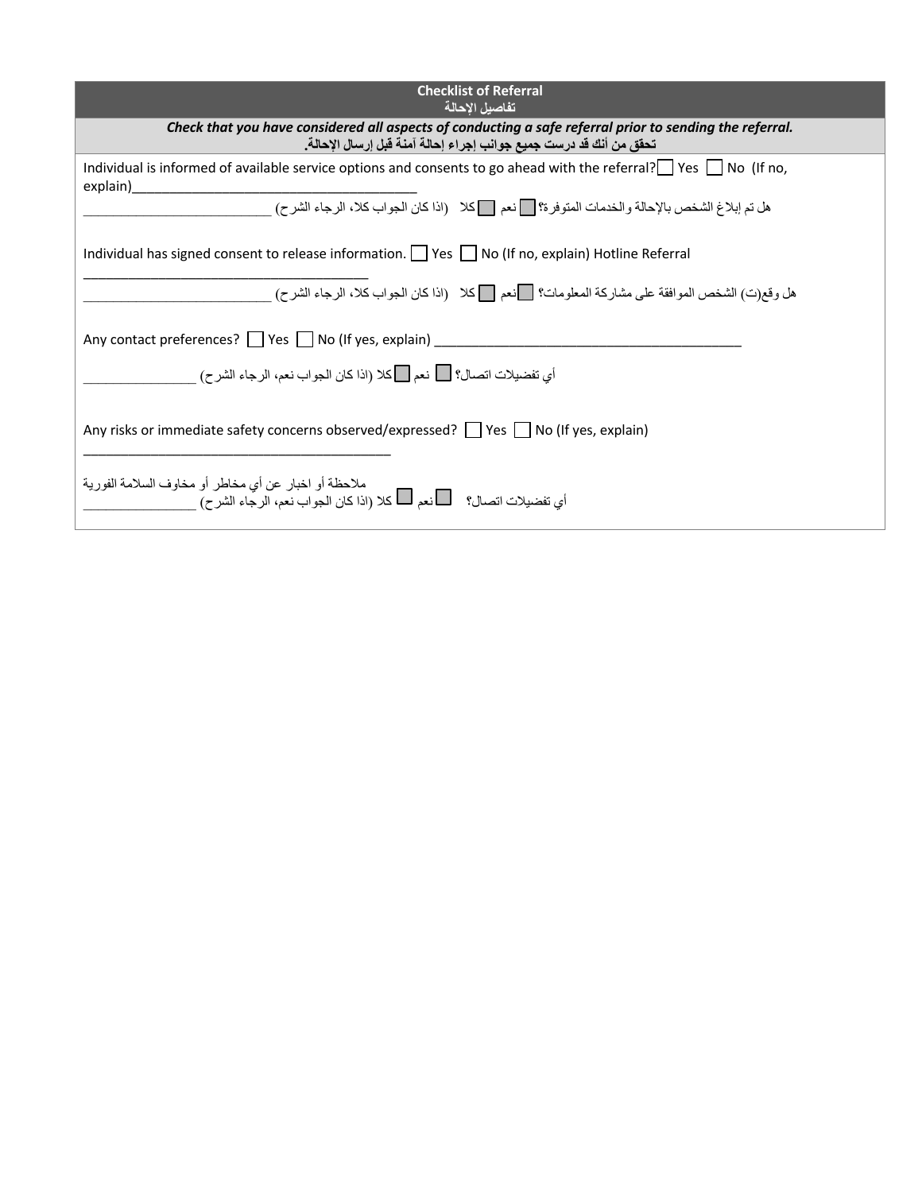| Checklist of Referral<br>تفاصيل الإحالة |
|---|
| ***Check that you have considered all aspects of conducting a safe referral prior to sending the referral.***<br>**تحقق من أنك قد درست جميع جوانب إجراء إحالة آمنة قبل إرسال الإحالة.** |
| Individual is informed of available service options and consents to go ahead with the referral? ☐ Yes ☐ No (If no, explain)________________________________________<br>هل تم إبلاغ الشخص بالإحالة والخدمات المتوفرة؟ ☐ نعم ☐ كلا (اذا كان الجواب كلا، الرجاء الشرح) __________________________ |
| Individual has signed consent to release information. ☐ Yes ☐ No (If no, explain) Hotline Referral<br>________________________________________<br>هل وقع(ت) الشخص الموافقة على مشاركة المعلومات؟ ☐ نعم ☐ كلا (اذا كان الجواب كلا، الرجاء الشرح) __________________________ |
| Any contact preferences? ☐ Yes ☐ No (If yes, explain) ___________________________________________<br>أي تفضيلات اتصال؟ ☐ نعم ☐ كلا (اذا كان الجواب نعم، الرجاء الشرح) ________________ |
| Any risks or immediate safety concerns observed/expressed? ☐ Yes ☐ No (If yes, explain)<br>________________________________________<br>ملاحظة أو اخبار عن أي مخاطر أو مخاوف السلامة الفورية<br>أي تفضيلات اتصال؟ ☐ نعم ☐ كلا (اذا كان الجواب نعم، الرجاء الشرح) ________________ |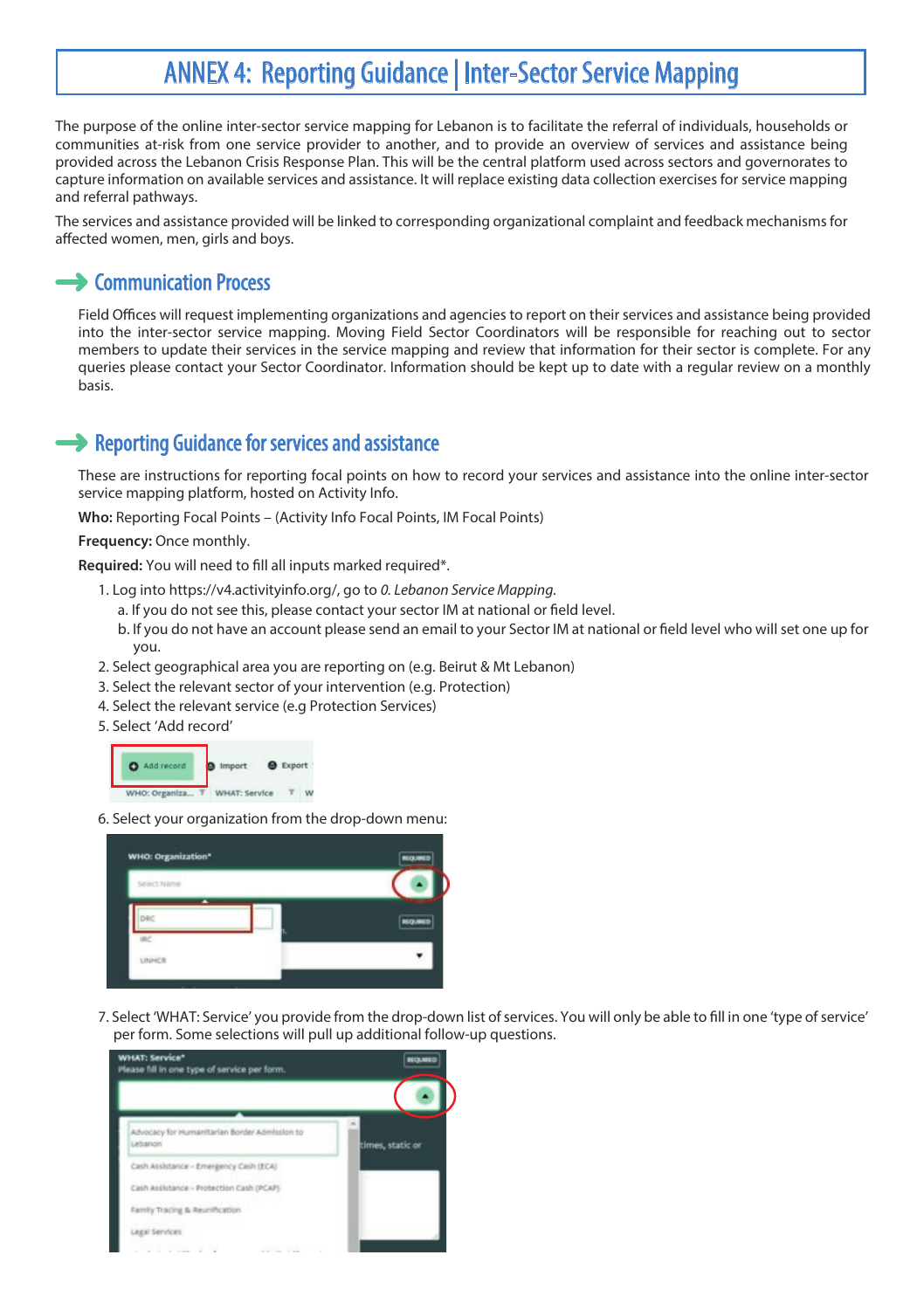# ANNEX 4: Reporting Guidance | Inter-Sector Service Mapping

The purpose of the online inter-sector service mapping for Lebanon is to facilitate the referral of individuals, households or communities at-risk from one service provider to another, and to provide an overview of services and assistance being provided across the Lebanon Crisis Response Plan. This will be the central platform used across sectors and governorates to capture information on available services and assistance. It will replace existing data collection exercises for service mapping and referral pathways.

The services and assistance provided will be linked to corresponding organizational complaint and feedback mechanisms for affected women, men, girls and boys.

## Communication Process

Field Offices will request implementing organizations and agencies to report on their services and assistance being provided into the inter-sector service mapping. Moving Field Sector Coordinators will be responsible for reaching out to sector members to update their services in the service mapping and review that information for their sector is complete. For any queries please contact your Sector Coordinator. Information should be kept up to date with a regular review on a monthly basis.

## Reporting Guidance for services and assistance

These are instructions for reporting focal points on how to record your services and assistance into the online inter-sector service mapping platform, hosted on Activity Info.

**Who:** Reporting Focal Points – (Activity Info Focal Points, IM Focal Points)

**Frequency:** Once monthly.

**Required:** You will need to fill all inputs marked required*.

1. Log into https://v4.activityinfo.org/, go to *0. Lebanon Service Mapping.*
   a. If you do not see this, please contact your sector IM at national or field level.
   b. If you do not have an account please send an email to your Sector IM at national or field level who will set one up for you.
2. Select geographical area you are reporting on (e.g. Beirut & Mt Lebanon)
3. Select the relevant sector of your intervention (e.g. Protection)
4. Select the relevant service (e.g Protection Services)
5. Select 'Add record'

Add record   Import   Export
WHO: Organiza...   WHAT: Service

6. Select your organization from the drop-down menu:

WHO: Organization*   REQUIRED
Select Name
DRC
IRC
UNHCR

7. Select 'WHAT: Service' you provide from the drop-down list of services. You will only be able to fill in one 'type of service' per form. Some selections will pull up additional follow-up questions.

WHAT: Service*   REQUIRED
Please fill in one type of service per form.
Advocacy for Humanitarian Border Admission to Lebanon
Cash Assistance - Emergency Cash (ECA)
Cash Assistance - Protection Cash (PCAP)
Family Tracing & Reunification
Legal Services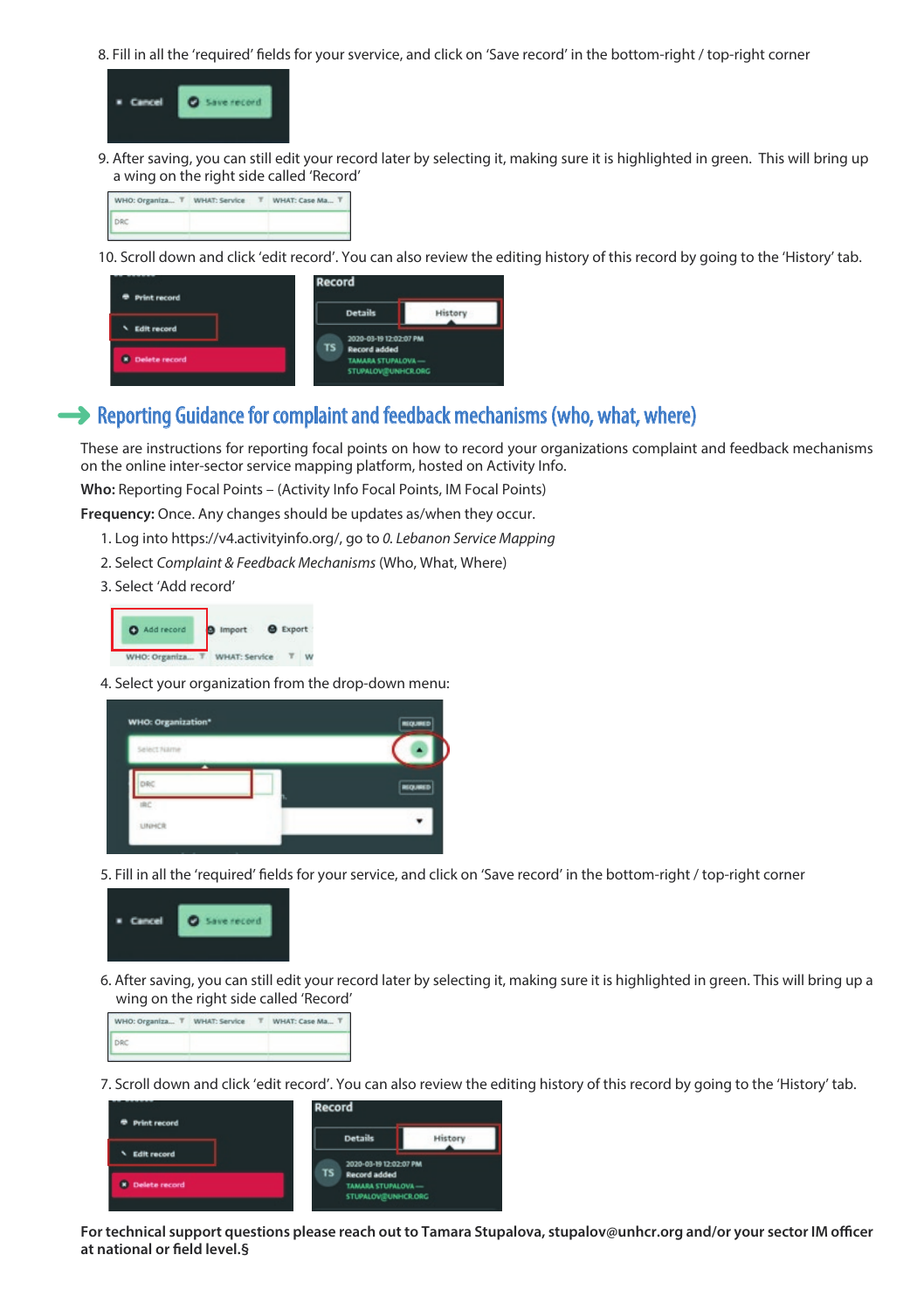8. Fill in all the 'required' fields for your svervice, and click on 'Save record' in the bottom-right / top-right corner

9. After saving, you can still edit your record later by selecting it, making sure it is highlighted in green. This will bring up a wing on the right side called 'Record'

10. Scroll down and click 'edit record'. You can also review the editing history of this record by going to the 'History' tab.

## Reporting Guidance for complaint and feedback mechanisms (who, what, where)

These are instructions for reporting focal points on how to record your organizations complaint and feedback mechanisms on the online inter-sector service mapping platform, hosted on Activity Info.

**Who:** Reporting Focal Points – (Activity Info Focal Points, IM Focal Points)

**Frequency:** Once. Any changes should be updates as/when they occur.

1. Log into https://v4.activityinfo.org/, go to *0. Lebanon Service Mapping*
2. Select *Complaint & Feedback Mechanisms* (Who, What, Where)
3. Select 'Add record'
4. Select your organization from the drop-down menu:
5. Fill in all the 'required' fields for your service, and click on 'Save record' in the bottom-right / top-right corner
6. After saving, you can still edit your record later by selecting it, making sure it is highlighted in green. This will bring up a wing on the right side called 'Record'
7. Scroll down and click 'edit record'. You can also review the editing history of this record by going to the 'History' tab.

**For technical support questions please reach out to Tamara Stupalova, stupalov@unhcr.org and/or your sector IM officer at national or field level.§**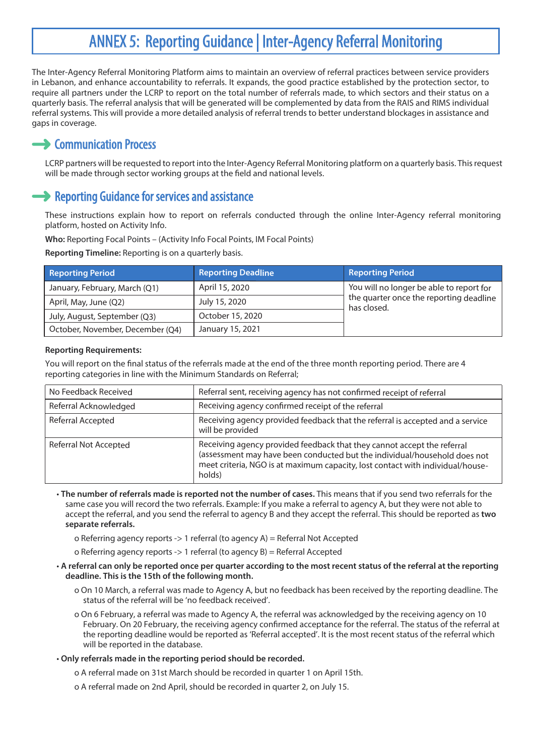# ANNEX 5: Reporting Guidance | Inter-Agency Referral Monitoring

The Inter-Agency Referral Monitoring Platform aims to maintain an overview of referral practices between service providers in Lebanon, and enhance accountability to referrals. It expands, the good practice established by the protection sector, to require all partners under the LCRP to report on the total number of referrals made, to which sectors and their status on a quarterly basis. The referral analysis that will be generated will be complemented by data from the RAIS and RIMS individual referral systems. This will provide a more detailed analysis of referral trends to better understand blockages in assistance and gaps in coverage.

## Communication Process

LCRP partners will be requested to report into the Inter-Agency Referral Monitoring platform on a quarterly basis. This request will be made through sector working groups at the field and national levels.

## Reporting Guidance for services and assistance

These instructions explain how to report on referrals conducted through the online Inter-Agency referral monitoring platform, hosted on Activity Info.

**Who:** Reporting Focal Points – (Activity Info Focal Points, IM Focal Points)

**Reporting Timeline:** Reporting is on a quarterly basis.

| Reporting Period | Reporting Deadline | Reporting Period |
|---|---|---|
| January, February, March (Q1) | April 15, 2020 | You will no longer be able to report for the quarter once the reporting deadline has closed. |
| April, May, June (Q2) | July 15, 2020 | |
| July, August, September (Q3) | October 15, 2020 | |
| October, November, December (Q4) | January 15, 2021 | |

**Reporting Requirements:**

You will report on the final status of the referrals made at the end of the three month reporting period. There are 4 reporting categories in line with the Minimum Standards on Referral;

| | |
|---|---|
| No Feedback Received | Referral sent, receiving agency has not confirmed receipt of referral |
| Referral Acknowledged | Receiving agency confirmed receipt of the referral |
| Referral Accepted | Receiving agency provided feedback that the referral is accepted and a service will be provided |
| Referral Not Accepted | Receiving agency provided feedback that they cannot accept the referral (assessment may have been conducted but the individual/household does not meet criteria, NGO is at maximum capacity, lost contact with individual/households) |

- **The number of referrals made is reported not the number of cases.** This means that if you send two referrals for the same case you will record the two referrals. Example: If you make a referral to agency A, but they were not able to accept the referral, and you send the referral to agency B and they accept the referral. This should be reported as **two separate referrals.**
  - Referring agency reports -> 1 referral (to agency A) = Referral Not Accepted
  - Referring agency reports -> 1 referral (to agency B) = Referral Accepted
- **A referral can only be reported once per quarter according to the most recent status of the referral at the reporting deadline. This is the 15th of the following month.**
  - On 10 March, a referral was made to Agency A, but no feedback has been received by the reporting deadline. The status of the referral will be 'no feedback received'.
  - On 6 February, a referral was made to Agency A, the referral was acknowledged by the receiving agency on 10 February. On 20 February, the receiving agency confirmed acceptance for the referral. The status of the referral at the reporting deadline would be reported as 'Referral accepted'. It is the most recent status of the referral which will be reported in the database.
- **Only referrals made in the reporting period should be recorded.**
  - A referral made on 31st March should be recorded in quarter 1 on April 15th.
  - A referral made on 2nd April, should be recorded in quarter 2, on July 15.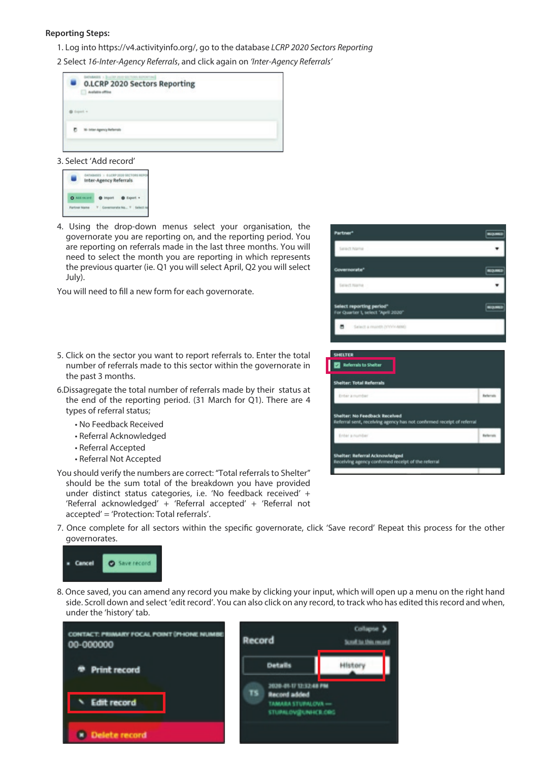**Reporting Steps:**

1. Log into https://v4.activityinfo.org/, go to the database *LCRP 2020 Sectors Reporting*
2. Select *16-Inter-Agency Referrals*, and click again on *'Inter-Agency Referrals'*
3. Select 'Add record'
4. Using the drop-down menus select your organisation, the governorate you are reporting on, and the reporting period. You are reporting on referrals made in the last three months. You will need to select the month you are reporting in which represents the previous quarter (ie. Q1 you will select April, Q2 you will select July).

   You will need to fill a new form for each governorate.

5. Click on the sector you want to report referrals to. Enter the total number of referrals made to this sector within the governorate in the past 3 months.
6. Dissagregate the total number of referrals made by their status at the end of the reporting period. (31 March for Q1). There are 4 types of referral status;
   - No Feedback Received
   - Referral Acknowledged
   - Referral Accepted
   - Referral Not Accepted

   You should verify the numbers are correct: "Total referrals to Shelter" should be the sum total of the breakdown you have provided under distinct status categories, i.e. 'No feedback received' + 'Referral acknowledged' + 'Referral accepted' + 'Referral not accepted' = 'Protection: Total referrals'.

7. Once complete for all sectors within the specific governorate, click 'Save record' Repeat this process for the other governorates.
8. Once saved, you can amend any record you make by clicking your input, which will open up a menu on the right hand side. Scroll down and select 'edit record'. You can also click on any record, to track who has edited this record and when, under the 'history' tab.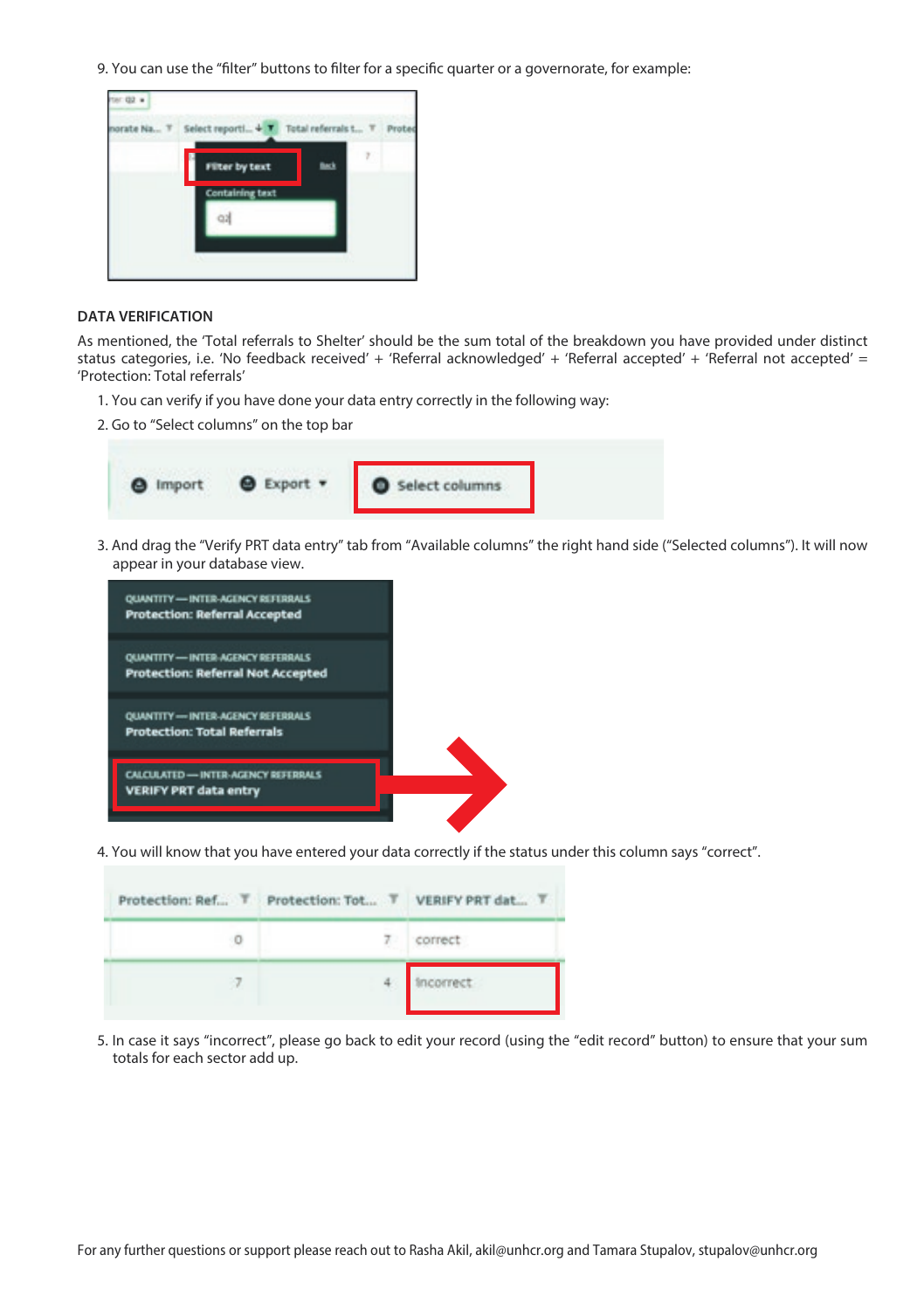9. You can use the "filter" buttons to filter for a specific quarter or a governorate, for example:

## DATA VERIFICATION

As mentioned, the 'Total referrals to Shelter' should be the sum total of the breakdown you have provided under distinct status categories, i.e. 'No feedback received' + 'Referral acknowledged' + 'Referral accepted' + 'Referral not accepted' = 'Protection: Total referrals'

1. You can verify if you have done your data entry correctly in the following way:
2. Go to "Select columns" on the top bar
3. And drag the "Verify PRT data entry" tab from "Available columns" the right hand side ("Selected columns"). It will now appear in your database view.
4. You will know that you have entered your data correctly if the status under this column says "correct".
5. In case it says "incorrect", please go back to edit your record (using the "edit record" button) to ensure that your sum totals for each sector add up.

For any further questions or support please reach out to Rasha Akil, akil@unhcr.org and Tamara Stupalov, stupalov@unhcr.org